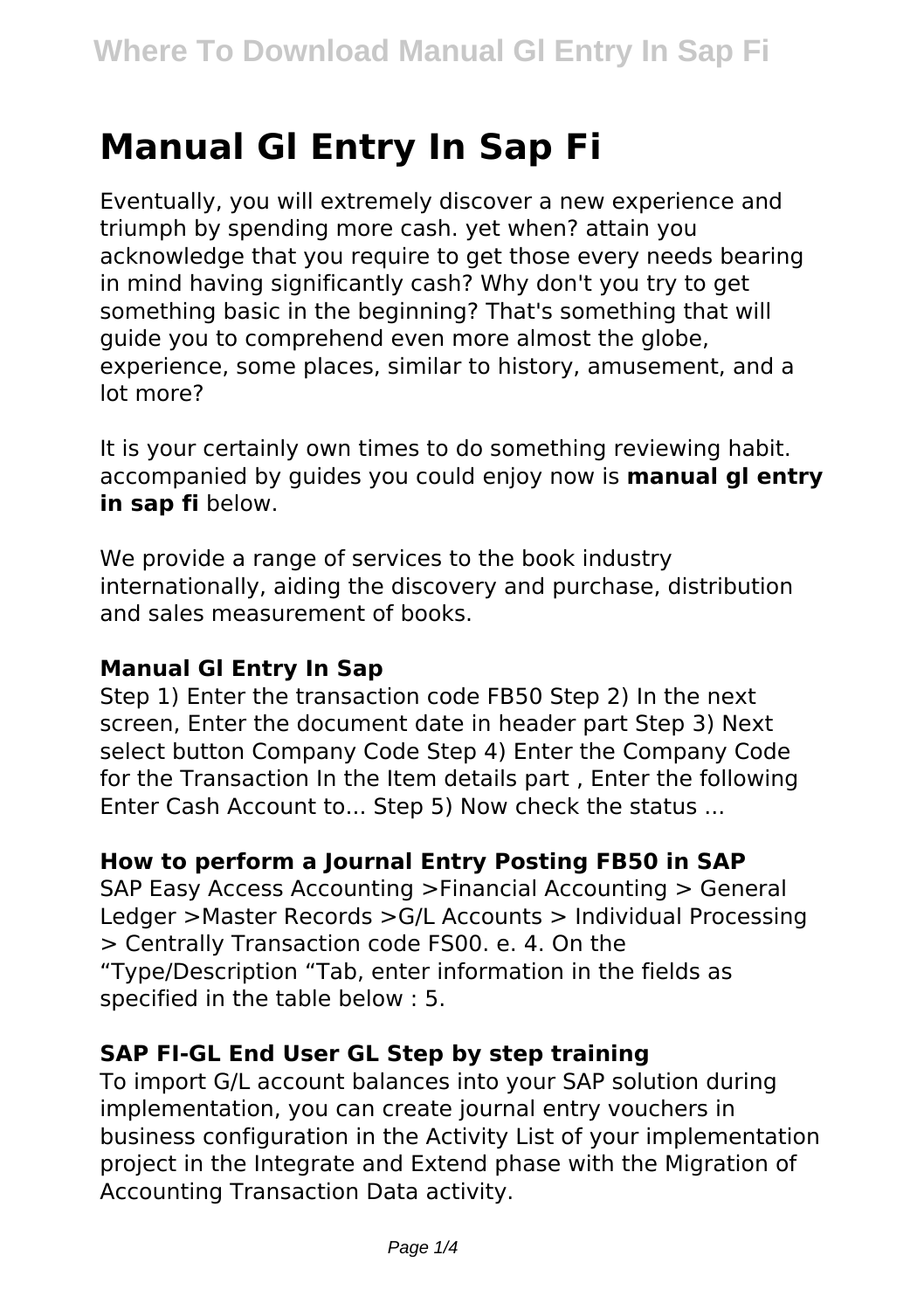# Manual Gl Entry In Sap Fi

Eventually, you will extremely discover a new experience and triumph by spending more cash. yet when? attain you acknowledge that you require to get those every needs bearing in mind having significantly cash? Why don't you try to get something basic in the beginning? That's something that will guide you to comprehend even more almost the globe, experience, some places, similar to history, amusement, and a lot more?

It is your certainly own times to do something reviewing habit. accompanied by guides you could enjoy now is **manual gl entry in sap fi** below.

We provide a range of services to the book industry internationally, aiding the discovery and purchase, distribution and sales measurement of books.

### Manual Gl Entry In Sap

Step 1) Enter the transaction code FB50 Step 2) In the next screen, Enter the document date in header part Step 3) Next select button Company Code Step 4) Enter the Company Code for the Transaction In the item details part , Enter the following Enter Cash Account to... Step 5) Now check the status ...

### How to perform a Journal Entry Posting FB50 in SAP

SAP Easy Access Accounting >Financial Accounting > General Ledger >Master Records >G/L Accounts > Individual Processing > Centrally Transaction code FS00. e. 4. On the "Type/Description "Tab, enter information in the fields as specified in the table below : 5.

### SAP FI-GL End User GL Step by step training

To import G/L account balances into your SAP solution during implementation, you can create journal entry vouchers in business configuration in the Activity List of your implementation project in the Integrate and Extend phase with the Migration of Accounting Transaction Data activity.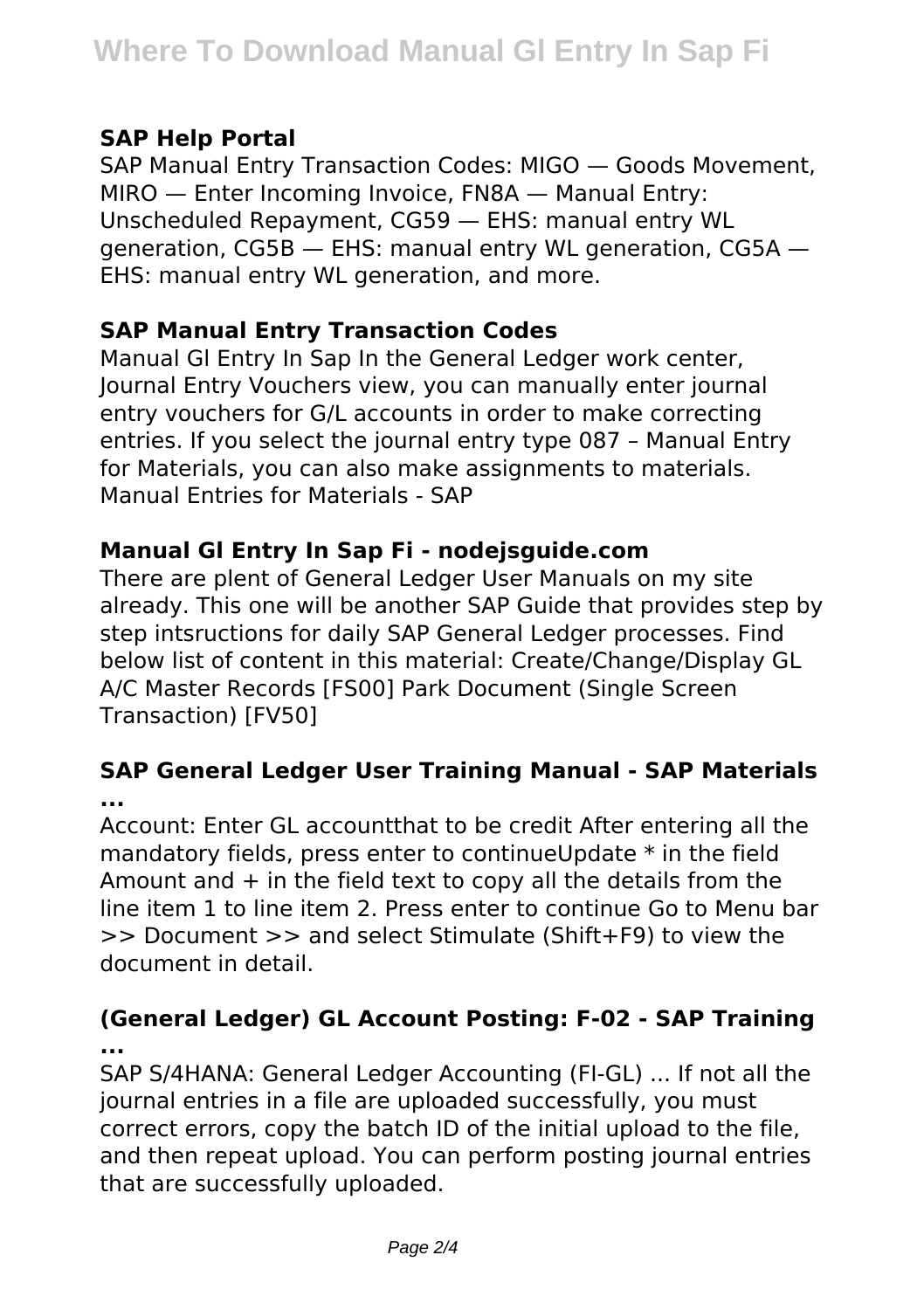### SAP Help Portal

SAP Manual Entry Transaction Codes: MIGO — Goods Movement, MIRO — Enter Incoming Invoice, FN8A — Manual Entry: Unscheduled Repayment, CG59 — EHS: manual entry WL generation, CG5B — EHS: manual entry WL generation, CG5A — EHS: manual entry WL generation, and more.

### SAP Manual Entry Transaction Codes

Manual Gl Entry In Sap In the General Ledger work center, Journal Entry Vouchers view, you can manually enter journal entry vouchers for G/L accounts in order to make correcting entries. If you select the journal entry type 087 – Manual Entry for Materials, you can also make assignments to materials. Manual Entries for Materials - SAP

### Manual Gl Entry In Sap Fi - nodejsguide.com

There are plent of General Ledger User Manuals on my site already. This one will be another SAP Guide that provides step by step intsructions for daily SAP General Ledger processes. Find below list of content in this material: Create/Change/Display GL A/C Master Records [FS00] Park Document (Single Screen Transaction) [FV50]

### SAP General Ledger User Training Manual - SAP Materials ...

Account: Enter GL accountthat to be credit After entering all the mandatory fields, press enter to continueUpdate * in the field Amount and + in the field text to copy all the details from the line item 1 to line item 2. Press enter to continue Go to Menu bar >> Document >> and select Stimulate (Shift+F9) to view the document in detail.

### (General Ledger) GL Account Posting: F-02 - SAP Training ...

SAP S/4HANA: General Ledger Accounting (FI-GL) ... If not all the journal entries in a file are uploaded successfully, you must correct errors, copy the batch ID of the initial upload to the file, and then repeat upload. You can perform posting journal entries that are successfully uploaded.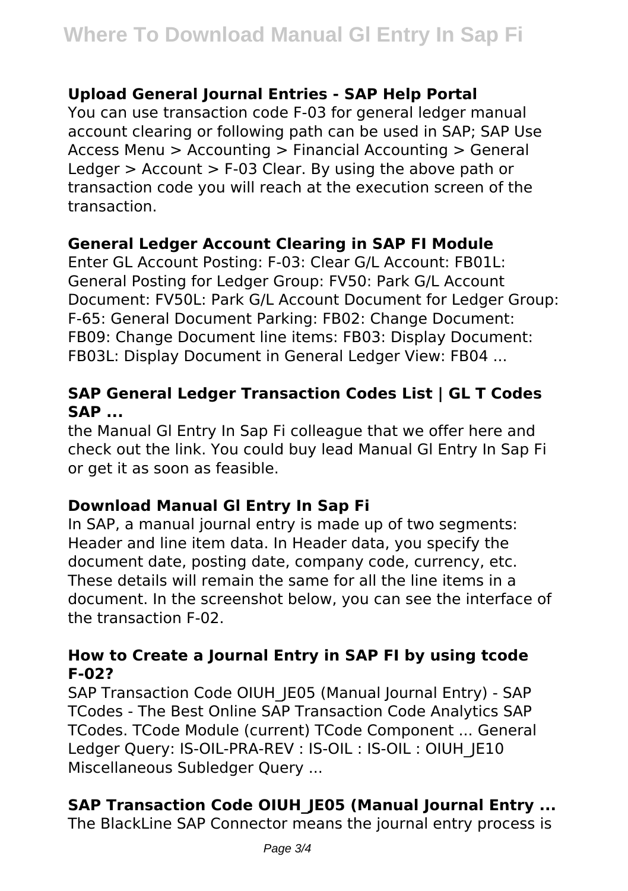### Upload General Journal Entries - SAP Help Portal

You can use transaction code F-03 for general ledger manual account clearing or following path can be used in SAP; SAP Use Access Menu > Accounting > Financial Accounting > General Ledger > Account > F-03 Clear. By using the above path or transaction code you will reach at the execution screen of the transaction.

### General Ledger Account Clearing in SAP FI Module

Enter GL Account Posting: F-03: Clear G/L Account: FB01L: General Posting for Ledger Group: FV50: Park G/L Account Document: FV50L: Park G/L Account Document for Ledger Group: F-65: General Document Parking: FB02: Change Document: FB09: Change Document line items: FB03: Display Document: FB03L: Display Document in General Ledger View: FB04 ...

### SAP General Ledger Transaction Codes List | GL T Codes SAP ...

the Manual Gl Entry In Sap Fi colleague that we offer here and check out the link. You could buy lead Manual Gl Entry In Sap Fi or get it as soon as feasible.

### Download Manual Gl Entry In Sap Fi

In SAP, a manual journal entry is made up of two segments: Header and line item data. In Header data, you specify the document date, posting date, company code, currency, etc. These details will remain the same for all the line items in a document. In the screenshot below, you can see the interface of the transaction F-02.

### How to Create a Journal Entry in SAP FI by using tcode F-02?

SAP Transaction Code OIUH_JE05 (Manual Journal Entry) - SAP TCodes - The Best Online SAP Transaction Code Analytics SAP TCodes. TCode Module (current) TCode Component ... General Ledger Query: IS-OIL-PRA-REV : IS-OIL : IS-OIL : OIUH_JE10 Miscellaneous Subledger Query ...

### SAP Transaction Code OIUH_JE05 (Manual Journal Entry ...

The BlackLine SAP Connector means the journal entry process is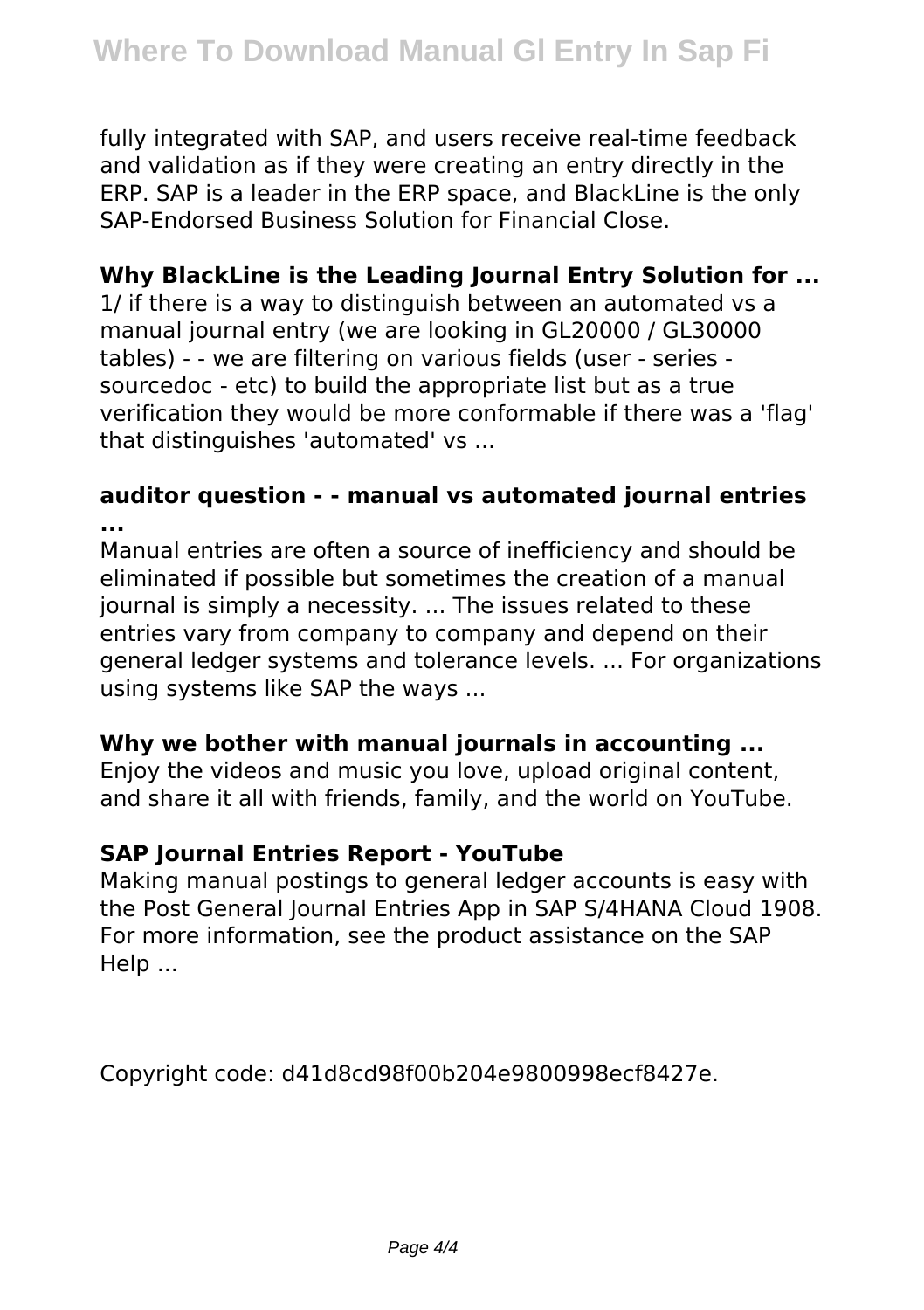fully integrated with SAP, and users receive real-time feedback and validation as if they were creating an entry directly in the ERP. SAP is a leader in the ERP space, and BlackLine is the only SAP-Endorsed Business Solution for Financial Close.

**Why BlackLine is the Leading Journal Entry Solution for ...**

1/ if there is a way to distinguish between an automated vs a manual journal entry (we are looking in GL20000 / GL30000 tables) - - we are filtering on various fields (user - series - sourcedoc - etc) to build the appropriate list but as a true verification they would be more conformable if there was a 'flag' that distinguishes 'automated' vs ...

**auditor question - - manual vs automated journal entries ...**

Manual entries are often a source of inefficiency and should be eliminated if possible but sometimes the creation of a manual journal is simply a necessity. ... The issues related to these entries vary from company to company and depend on their general ledger systems and tolerance levels. ... For organizations using systems like SAP the ways ...

**Why we bother with manual journals in accounting ...**

Enjoy the videos and music you love, upload original content, and share it all with friends, family, and the world on YouTube.

**SAP Journal Entries Report - YouTube**

Making manual postings to general ledger accounts is easy with the Post General Journal Entries App in SAP S/4HANA Cloud 1908. For more information, see the product assistance on the SAP Help ...

Copyright code: d41d8cd98f00b204e9800998ecf8427e.